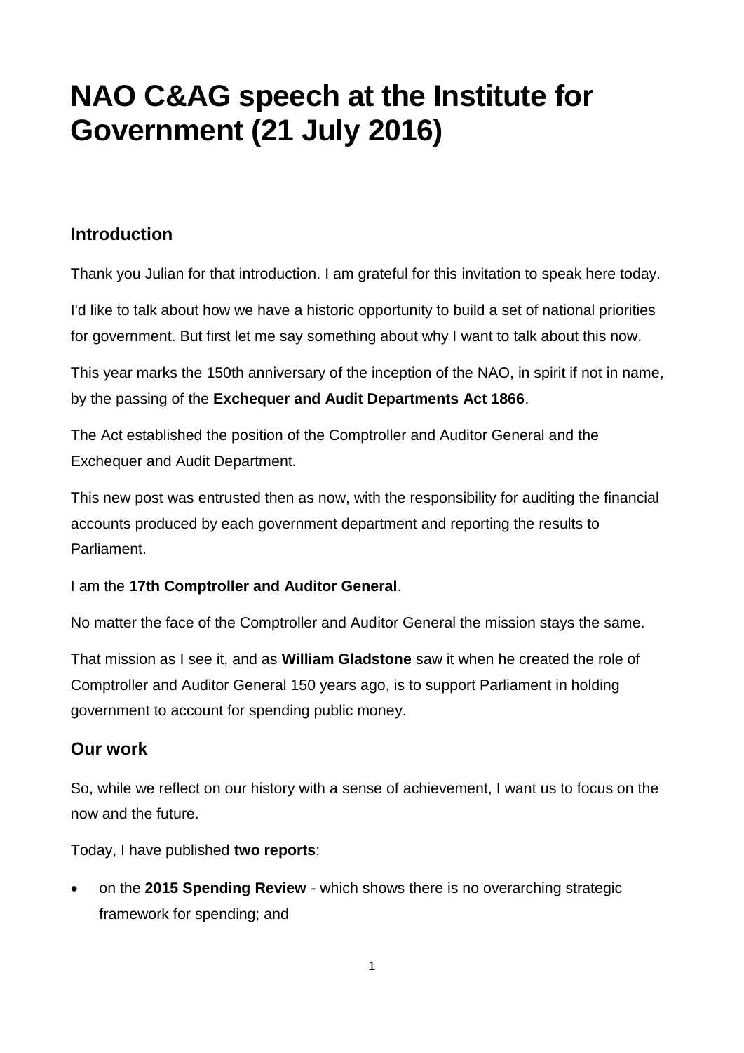# NAO C&AG speech at the Institute for Government (21 July 2016)

## Introduction

Thank you Julian for that introduction. I am grateful for this invitation to speak here today.

I'd like to talk about how we have a historic opportunity to build a set of national priorities for government. But first let me say something about why I want to talk about this now.

This year marks the 150th anniversary of the inception of the NAO, in spirit if not in name, by the passing of the **Exchequer and Audit Departments Act 1866**.

The Act established the position of the Comptroller and Auditor General and the Exchequer and Audit Department.

This new post was entrusted then as now, with the responsibility for auditing the financial accounts produced by each government department and reporting the results to Parliament.

I am the **17th Comptroller and Auditor General**.

No matter the face of the Comptroller and Auditor General the mission stays the same.

That mission as I see it, and as **William Gladstone** saw it when he created the role of Comptroller and Auditor General 150 years ago, is to support Parliament in holding government to account for spending public money.

## Our work

So, while we reflect on our history with a sense of achievement, I want us to focus on the now and the future.

Today, I have published **two reports**:

- on the **2015 Spending Review** - which shows there is no overarching strategic framework for spending; and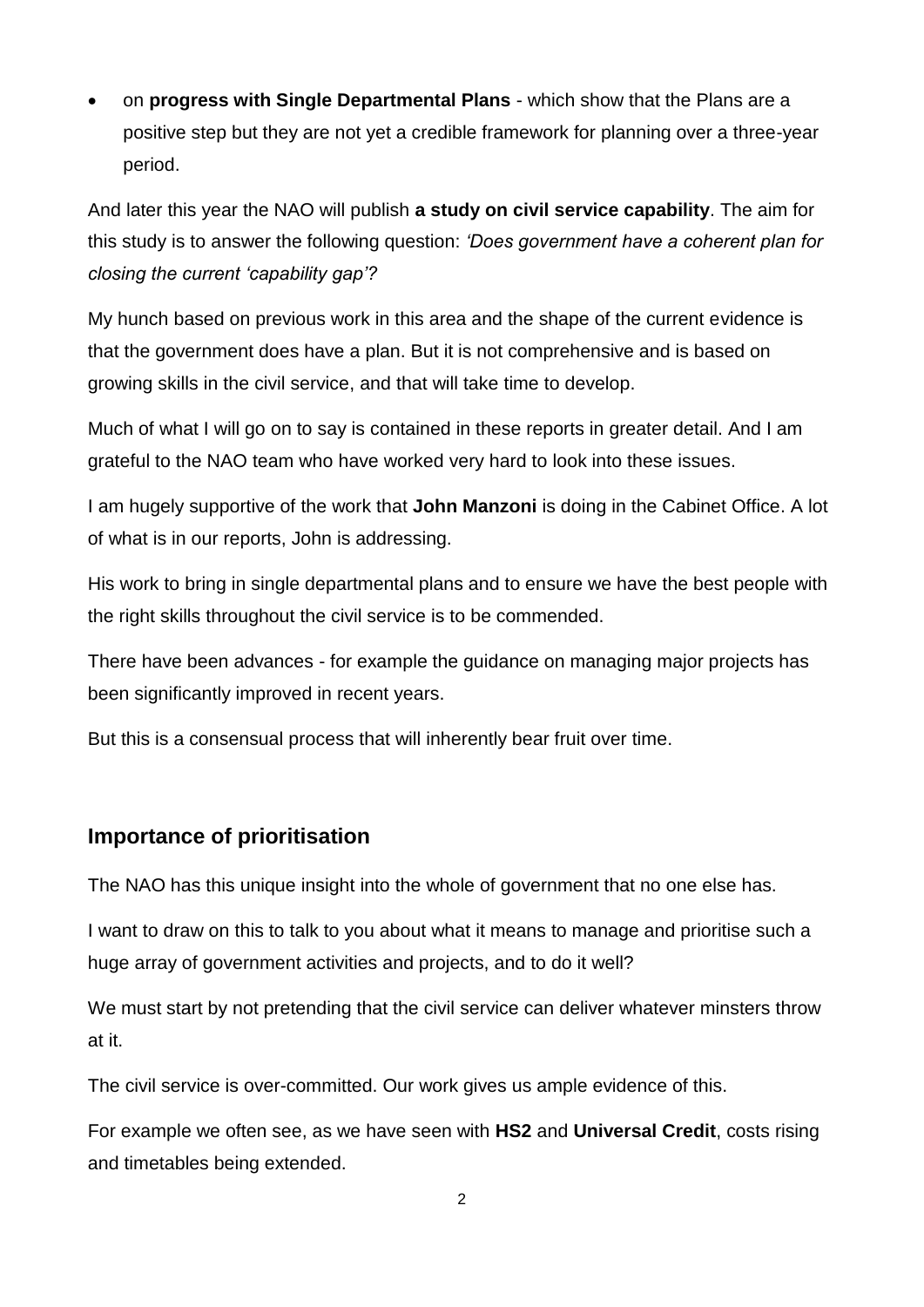- on **progress with Single Departmental Plans** - which show that the Plans are a positive step but they are not yet a credible framework for planning over a three-year period.

And later this year the NAO will publish **a study on civil service capability**. The aim for this study is to answer the following question: *'Does government have a coherent plan for closing the current 'capability gap'?*

My hunch based on previous work in this area and the shape of the current evidence is that the government does have a plan. But it is not comprehensive and is based on growing skills in the civil service, and that will take time to develop.

Much of what I will go on to say is contained in these reports in greater detail. And I am grateful to the NAO team who have worked very hard to look into these issues.

I am hugely supportive of the work that **John Manzoni** is doing in the Cabinet Office. A lot of what is in our reports, John is addressing.

His work to bring in single departmental plans and to ensure we have the best people with the right skills throughout the civil service is to be commended.

There have been advances - for example the guidance on managing major projects has been significantly improved in recent years.

But this is a consensual process that will inherently bear fruit over time.

## Importance of prioritisation

The NAO has this unique insight into the whole of government that no one else has.

I want to draw on this to talk to you about what it means to manage and prioritise such a huge array of government activities and projects, and to do it well?

We must start by not pretending that the civil service can deliver whatever minsters throw at it.

The civil service is over-committed. Our work gives us ample evidence of this.

For example we often see, as we have seen with **HS2** and **Universal Credit**, costs rising and timetables being extended.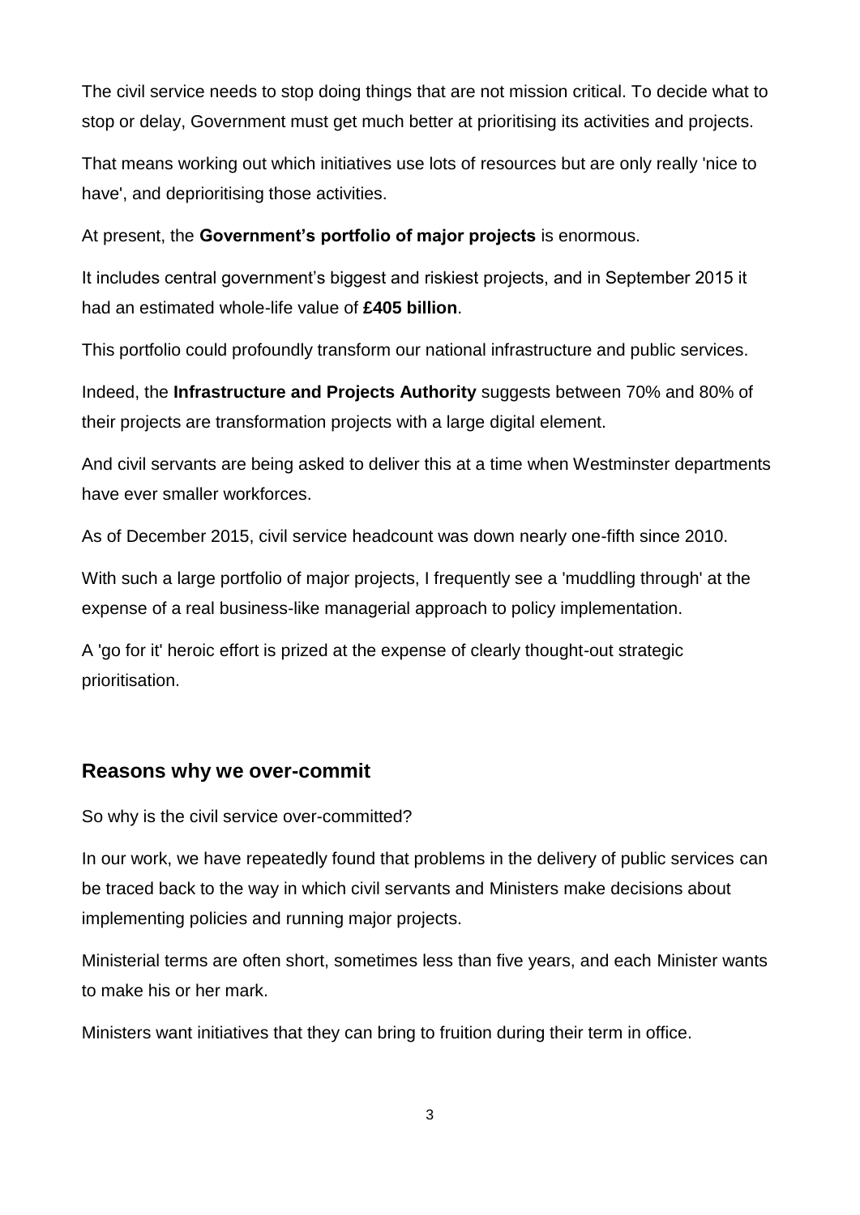The civil service needs to stop doing things that are not mission critical. To decide what to stop or delay, Government must get much better at prioritising its activities and projects.

That means working out which initiatives use lots of resources but are only really 'nice to have', and deprioritising those activities.

At present, the **Government's portfolio of major projects** is enormous.

It includes central government's biggest and riskiest projects, and in September 2015 it had an estimated whole-life value of **£405 billion**.

This portfolio could profoundly transform our national infrastructure and public services.

Indeed, the **Infrastructure and Projects Authority** suggests between 70% and 80% of their projects are transformation projects with a large digital element.

And civil servants are being asked to deliver this at a time when Westminster departments have ever smaller workforces.

As of December 2015, civil service headcount was down nearly one-fifth since 2010.

With such a large portfolio of major projects, I frequently see a 'muddling through' at the expense of a real business-like managerial approach to policy implementation.

A 'go for it' heroic effort is prized at the expense of clearly thought-out strategic prioritisation.

## Reasons why we over-commit

So why is the civil service over-committed?

In our work, we have repeatedly found that problems in the delivery of public services can be traced back to the way in which civil servants and Ministers make decisions about implementing policies and running major projects.

Ministerial terms are often short, sometimes less than five years, and each Minister wants to make his or her mark.

Ministers want initiatives that they can bring to fruition during their term in office.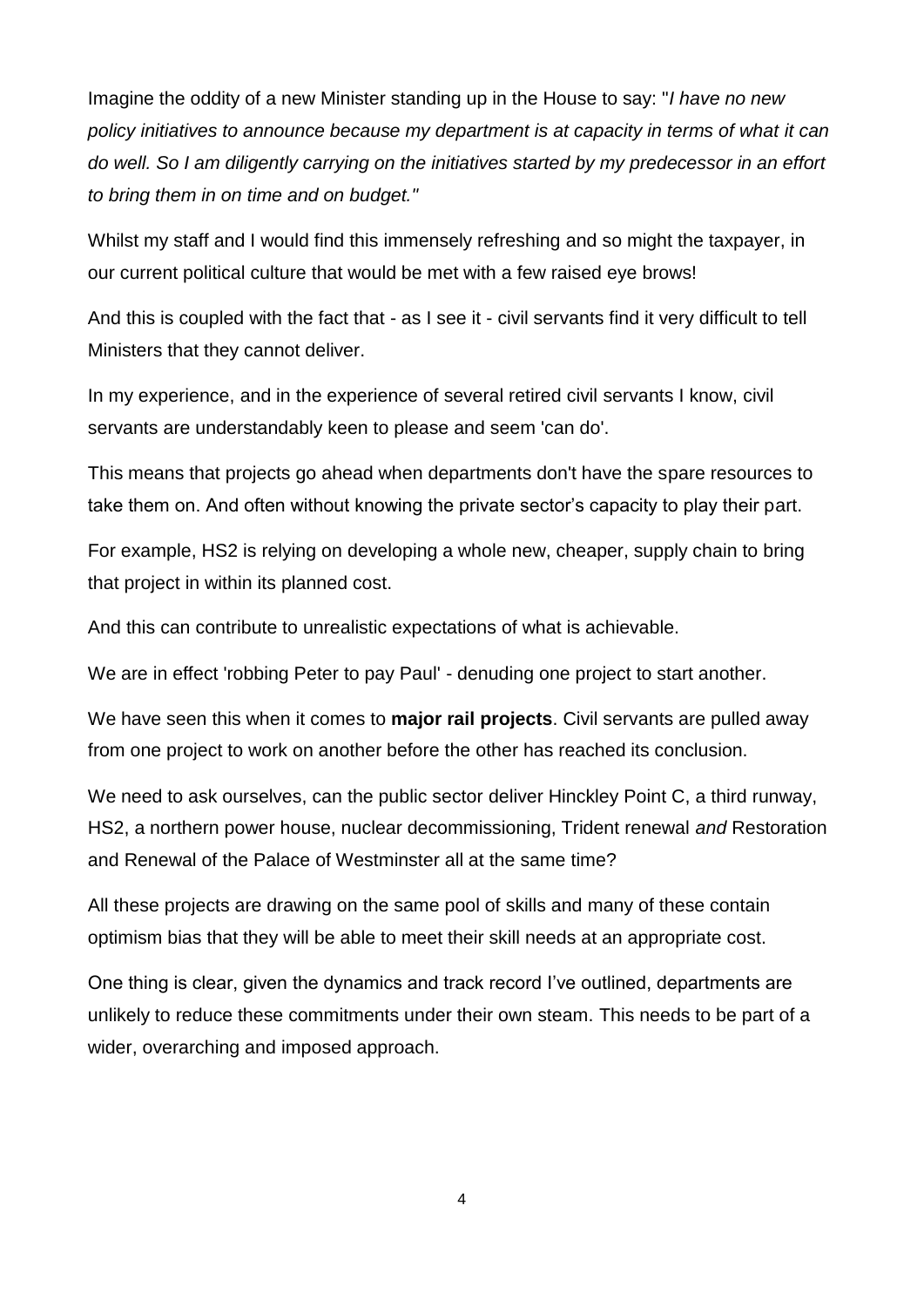Imagine the oddity of a new Minister standing up in the House to say: "*I have no new policy initiatives to announce because my department is at capacity in terms of what it can do well. So I am diligently carrying on the initiatives started by my predecessor in an effort to bring them in on time and on budget."*

Whilst my staff and I would find this immensely refreshing and so might the taxpayer, in our current political culture that would be met with a few raised eye brows!

And this is coupled with the fact that - as I see it - civil servants find it very difficult to tell Ministers that they cannot deliver.

In my experience, and in the experience of several retired civil servants I know, civil servants are understandably keen to please and seem 'can do'.

This means that projects go ahead when departments don't have the spare resources to take them on. And often without knowing the private sector's capacity to play their part.

For example, HS2 is relying on developing a whole new, cheaper, supply chain to bring that project in within its planned cost.

And this can contribute to unrealistic expectations of what is achievable.

We are in effect 'robbing Peter to pay Paul' - denuding one project to start another.

We have seen this when it comes to **major rail projects**. Civil servants are pulled away from one project to work on another before the other has reached its conclusion.

We need to ask ourselves, can the public sector deliver Hinckley Point C, a third runway, HS2, a northern power house, nuclear decommissioning, Trident renewal *and* Restoration and Renewal of the Palace of Westminster all at the same time?

All these projects are drawing on the same pool of skills and many of these contain optimism bias that they will be able to meet their skill needs at an appropriate cost.

One thing is clear, given the dynamics and track record I've outlined, departments are unlikely to reduce these commitments under their own steam. This needs to be part of a wider, overarching and imposed approach.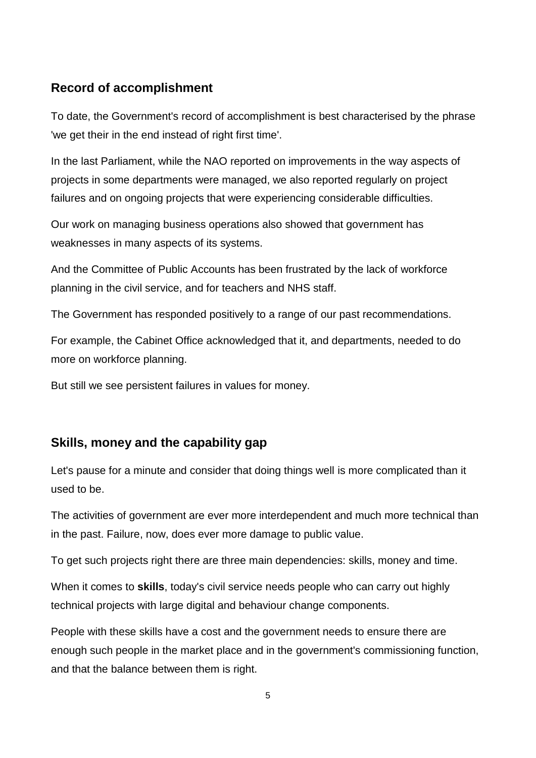## Record of accomplishment

To date, the Government's record of accomplishment is best characterised by the phrase 'we get their in the end instead of right first time'.

In the last Parliament, while the NAO reported on improvements in the way aspects of projects in some departments were managed, we also reported regularly on project failures and on ongoing projects that were experiencing considerable difficulties.

Our work on managing business operations also showed that government has weaknesses in many aspects of its systems.

And the Committee of Public Accounts has been frustrated by the lack of workforce planning in the civil service, and for teachers and NHS staff.

The Government has responded positively to a range of our past recommendations.

For example, the Cabinet Office acknowledged that it, and departments, needed to do more on workforce planning.

But still we see persistent failures in values for money.

## Skills, money and the capability gap

Let's pause for a minute and consider that doing things well is more complicated than it used to be.

The activities of government are ever more interdependent and much more technical than in the past. Failure, now, does ever more damage to public value.

To get such projects right there are three main dependencies: skills, money and time.

When it comes to **skills**, today's civil service needs people who can carry out highly technical projects with large digital and behaviour change components.

People with these skills have a cost and the government needs to ensure there are enough such people in the market place and in the government's commissioning function, and that the balance between them is right.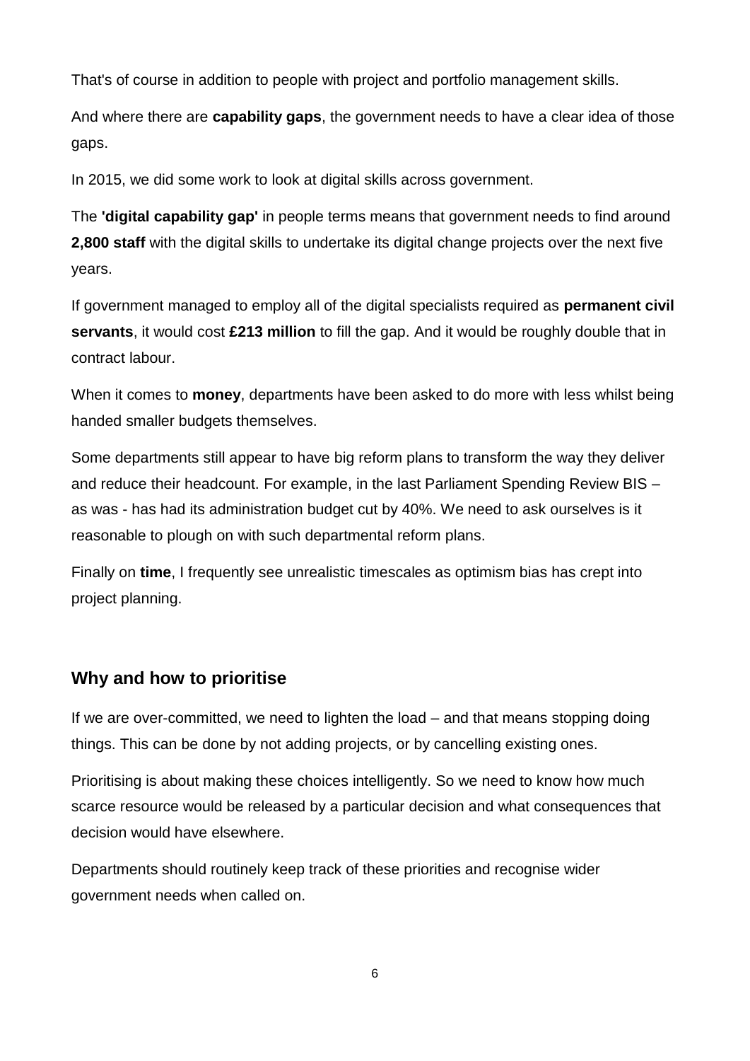That's of course in addition to people with project and portfolio management skills.

And where there are **capability gaps**, the government needs to have a clear idea of those gaps.

In 2015, we did some work to look at digital skills across government.

The **'digital capability gap'** in people terms means that government needs to find around **2,800 staff** with the digital skills to undertake its digital change projects over the next five years.

If government managed to employ all of the digital specialists required as **permanent civil servants**, it would cost **£213 million** to fill the gap. And it would be roughly double that in contract labour.

When it comes to **money**, departments have been asked to do more with less whilst being handed smaller budgets themselves.

Some departments still appear to have big reform plans to transform the way they deliver and reduce their headcount. For example, in the last Parliament Spending Review BIS – as was - has had its administration budget cut by 40%. We need to ask ourselves is it reasonable to plough on with such departmental reform plans.

Finally on **time**, I frequently see unrealistic timescales as optimism bias has crept into project planning.

## Why and how to prioritise

If we are over-committed, we need to lighten the load – and that means stopping doing things. This can be done by not adding projects, or by cancelling existing ones.

Prioritising is about making these choices intelligently. So we need to know how much scarce resource would be released by a particular decision and what consequences that decision would have elsewhere.

Departments should routinely keep track of these priorities and recognise wider government needs when called on.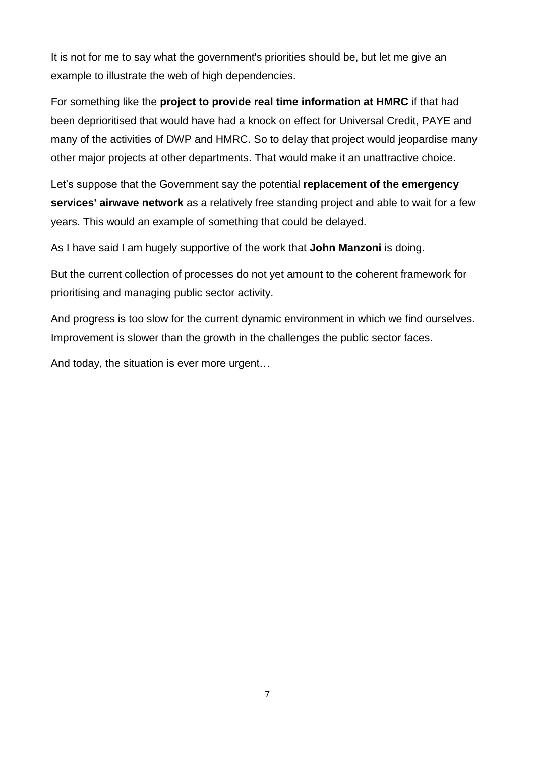It is not for me to say what the government's priorities should be, but let me give an example to illustrate the web of high dependencies.

For something like the **project to provide real time information at HMRC** if that had been deprioritised that would have had a knock on effect for Universal Credit, PAYE and many of the activities of DWP and HMRC. So to delay that project would jeopardise many other major projects at other departments. That would make it an unattractive choice.

Let's suppose that the Government say the potential **replacement of the emergency services' airwave network** as a relatively free standing project and able to wait for a few years. This would an example of something that could be delayed.

As I have said I am hugely supportive of the work that **John Manzoni** is doing.

But the current collection of processes do not yet amount to the coherent framework for prioritising and managing public sector activity.

And progress is too slow for the current dynamic environment in which we find ourselves. Improvement is slower than the growth in the challenges the public sector faces.

And today, the situation is ever more urgent…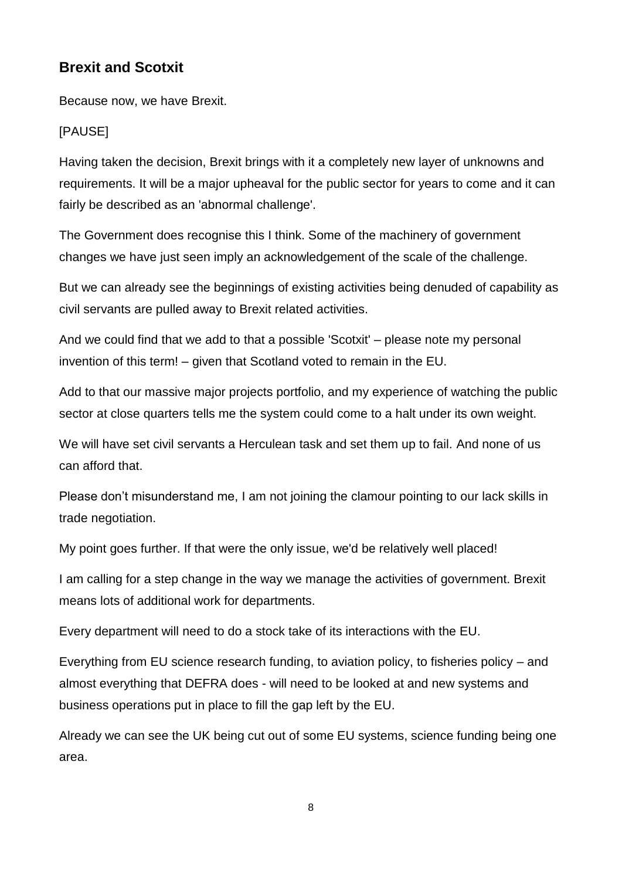## Brexit and Scotxit

Because now, we have Brexit.

[PAUSE]

Having taken the decision, Brexit brings with it a completely new layer of unknowns and requirements. It will be a major upheaval for the public sector for years to come and it can fairly be described as an 'abnormal challenge'.

The Government does recognise this I think. Some of the machinery of government changes we have just seen imply an acknowledgement of the scale of the challenge.

But we can already see the beginnings of existing activities being denuded of capability as civil servants are pulled away to Brexit related activities.

And we could find that we add to that a possible 'Scotxit' – please note my personal invention of this term! – given that Scotland voted to remain in the EU.

Add to that our massive major projects portfolio, and my experience of watching the public sector at close quarters tells me the system could come to a halt under its own weight.

We will have set civil servants a Herculean task and set them up to fail. And none of us can afford that.

Please don't misunderstand me, I am not joining the clamour pointing to our lack skills in trade negotiation.

My point goes further. If that were the only issue, we'd be relatively well placed!

I am calling for a step change in the way we manage the activities of government. Brexit means lots of additional work for departments.

Every department will need to do a stock take of its interactions with the EU.

Everything from EU science research funding, to aviation policy, to fisheries policy – and almost everything that DEFRA does - will need to be looked at and new systems and business operations put in place to fill the gap left by the EU.

Already we can see the UK being cut out of some EU systems, science funding being one area.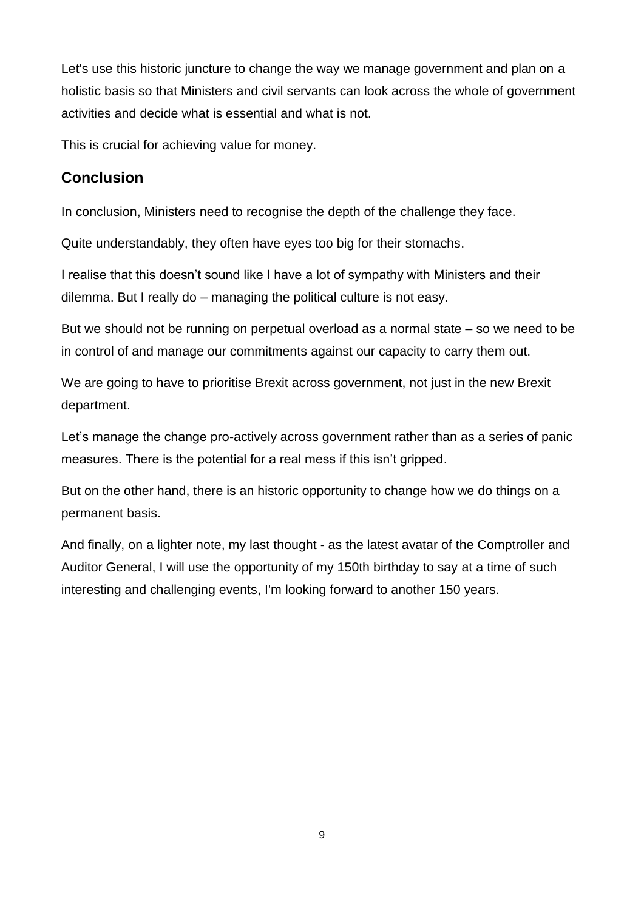Let's use this historic juncture to change the way we manage government and plan on a holistic basis so that Ministers and civil servants can look across the whole of government activities and decide what is essential and what is not.

This is crucial for achieving value for money.

## Conclusion

In conclusion, Ministers need to recognise the depth of the challenge they face.

Quite understandably, they often have eyes too big for their stomachs.

I realise that this doesn't sound like I have a lot of sympathy with Ministers and their dilemma. But I really do – managing the political culture is not easy.

But we should not be running on perpetual overload as a normal state – so we need to be in control of and manage our commitments against our capacity to carry them out.

We are going to have to prioritise Brexit across government, not just in the new Brexit department.

Let's manage the change pro-actively across government rather than as a series of panic measures. There is the potential for a real mess if this isn't gripped.

But on the other hand, there is an historic opportunity to change how we do things on a permanent basis.

And finally, on a lighter note, my last thought - as the latest avatar of the Comptroller and Auditor General, I will use the opportunity of my 150th birthday to say at a time of such interesting and challenging events, I'm looking forward to another 150 years.